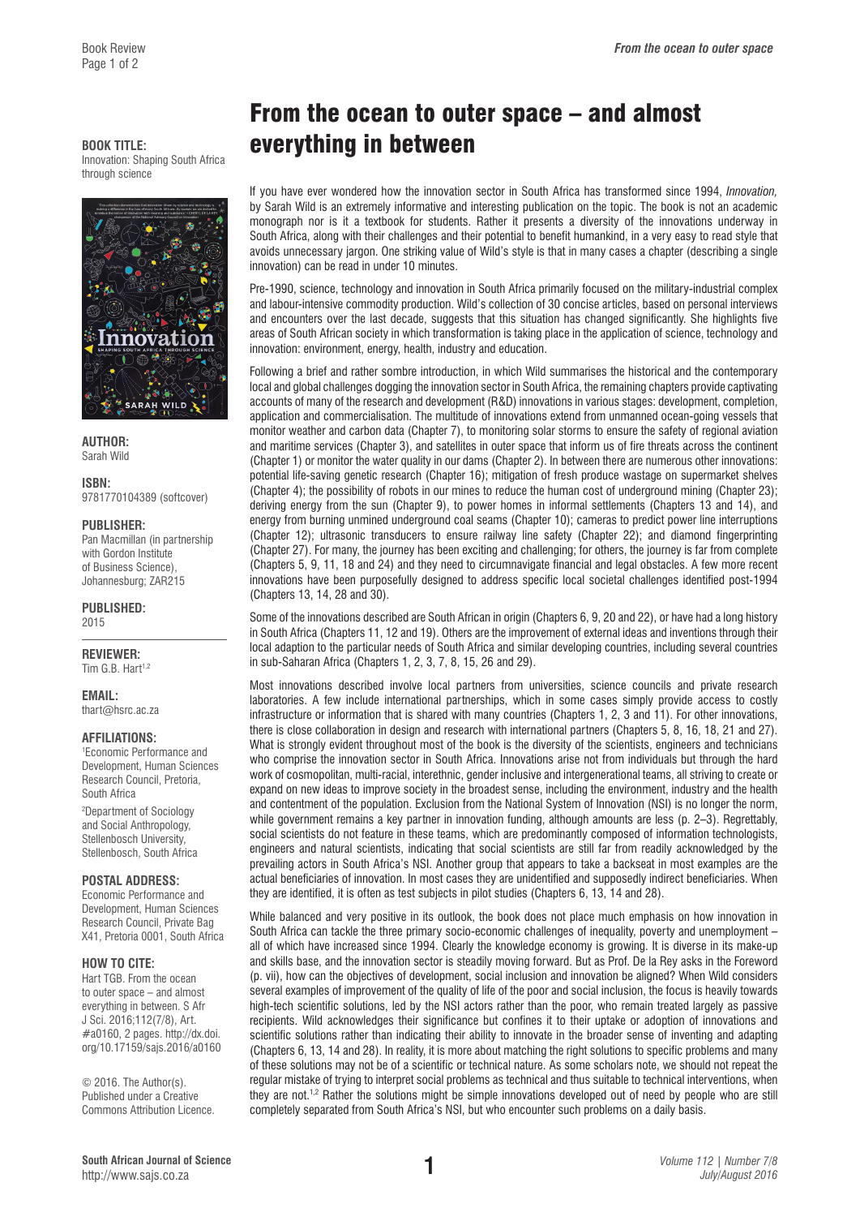# From the ocean to outer space – and almost everything in between

**BOOK TITLE:**
Innovation: Shaping South Africa through science

**AUTHOR:**
Sarah Wild

**ISBN:**
9781770104389 (softcover)

**PUBLISHER:**
Pan Macmillan (in partnership with Gordon Institute of Business Science), Johannesburg; ZAR215

**PUBLISHED:**
2015

**REVIEWER:**
Tim G.B. Hart[1,2]

**EMAIL:**
thart@hsrc.ac.za

**AFFILIATIONS:**
[1]Economic Performance and Development, Human Sciences Research Council, Pretoria, South Africa

[2]Department of Sociology and Social Anthropology, Stellenbosch University, Stellenbosch, South Africa

**POSTAL ADDRESS:**
Economic Performance and Development, Human Sciences Research Council, Private Bag X41, Pretoria 0001, South Africa

**HOW TO CITE:**
Hart TGB. From the ocean to outer space – and almost everything in between. S Afr J Sci. 2016;112(7/8), Art. #a0160, 2 pages. http://dx.doi.org/10.17159/sajs.2016/a0160

© 2016. The Author(s). Published under a Creative Commons Attribution Licence.

If you have ever wondered how the innovation sector in South Africa has transformed since 1994, *Innovation,* by Sarah Wild is an extremely informative and interesting publication on the topic. The book is not an academic monograph nor is it a textbook for students. Rather it presents a diversity of the innovations underway in South Africa, along with their challenges and their potential to benefit humankind, in a very easy to read style that avoids unnecessary jargon. One striking value of Wild's style is that in many cases a chapter (describing a single innovation) can be read in under 10 minutes.

Pre-1990, science, technology and innovation in South Africa primarily focused on the military-industrial complex and labour-intensive commodity production. Wild's collection of 30 concise articles, based on personal interviews and encounters over the last decade, suggests that this situation has changed significantly. She highlights five areas of South African society in which transformation is taking place in the application of science, technology and innovation: environment, energy, health, industry and education.

Following a brief and rather sombre introduction, in which Wild summarises the historical and the contemporary local and global challenges dogging the innovation sector in South Africa, the remaining chapters provide captivating accounts of many of the research and development (R&D) innovations in various stages: development, completion, application and commercialisation. The multitude of innovations extend from unmanned ocean-going vessels that monitor weather and carbon data (Chapter 7), to monitoring solar storms to ensure the safety of regional aviation and maritime services (Chapter 3), and satellites in outer space that inform us of fire threats across the continent (Chapter 1) or monitor the water quality in our dams (Chapter 2). In between there are numerous other innovations: potential life-saving genetic research (Chapter 16); mitigation of fresh produce wastage on supermarket shelves (Chapter 4); the possibility of robots in our mines to reduce the human cost of underground mining (Chapter 23); deriving energy from the sun (Chapter 9), to power homes in informal settlements (Chapters 13 and 14), and energy from burning unmined underground coal seams (Chapter 10); cameras to predict power line interruptions (Chapter 12); ultrasonic transducers to ensure railway line safety (Chapter 22); and diamond fingerprinting (Chapter 27). For many, the journey has been exciting and challenging; for others, the journey is far from complete (Chapters 5, 9, 11, 18 and 24) and they need to circumnavigate financial and legal obstacles. A few more recent innovations have been purposefully designed to address specific local societal challenges identified post-1994 (Chapters 13, 14, 28 and 30).

Some of the innovations described are South African in origin (Chapters 6, 9, 20 and 22), or have had a long history in South Africa (Chapters 11, 12 and 19). Others are the improvement of external ideas and inventions through their local adaption to the particular needs of South Africa and similar developing countries, including several countries in sub-Saharan Africa (Chapters 1, 2, 3, 7, 8, 15, 26 and 29).

Most innovations described involve local partners from universities, science councils and private research laboratories. A few include international partnerships, which in some cases simply provide access to costly infrastructure or information that is shared with many countries (Chapters 1, 2, 3 and 11). For other innovations, there is close collaboration in design and research with international partners (Chapters 5, 8, 16, 18, 21 and 27). What is strongly evident throughout most of the book is the diversity of the scientists, engineers and technicians who comprise the innovation sector in South Africa. Innovations arise not from individuals but through the hard work of cosmopolitan, multi-racial, interethnic, gender inclusive and intergenerational teams, all striving to create or expand on new ideas to improve society in the broadest sense, including the environment, industry and the health and contentment of the population. Exclusion from the National System of Innovation (NSI) is no longer the norm, while government remains a key partner in innovation funding, although amounts are less (p. 2–3). Regrettably, social scientists do not feature in these teams, which are predominantly composed of information technologists, engineers and natural scientists, indicating that social scientists are still far from readily acknowledged by the prevailing actors in South Africa's NSI. Another group that appears to take a backseat in most examples are the actual beneficiaries of innovation. In most cases they are unidentified and supposedly indirect beneficiaries. When they are identified, it is often as test subjects in pilot studies (Chapters 6, 13, 14 and 28).

While balanced and very positive in its outlook, the book does not place much emphasis on how innovation in South Africa can tackle the three primary socio-economic challenges of inequality, poverty and unemployment – all of which have increased since 1994. Clearly the knowledge economy is growing. It is diverse in its make-up and skills base, and the innovation sector is steadily moving forward. But as Prof. De la Rey asks in the Foreword (p. vii), how can the objectives of development, social inclusion and innovation be aligned? When Wild considers several examples of improvement of the quality of life of the poor and social inclusion, the focus is heavily towards high-tech scientific solutions, led by the NSI actors rather than the poor, who remain treated largely as passive recipients. Wild acknowledges their significance but confines it to their uptake or adoption of innovations and scientific solutions rather than indicating their ability to innovate in the broader sense of inventing and adapting (Chapters 6, 13, 14 and 28). In reality, it is more about matching the right solutions to specific problems and many of these solutions may not be of a scientific or technical nature. As some scholars note, we should not repeat the regular mistake of trying to interpret social problems as technical and thus suitable to technical interventions, when they are not.[1,2] Rather the solutions might be simple innovations developed out of need by people who are still completely separated from South Africa's NSI, but who encounter such problems on a daily basis.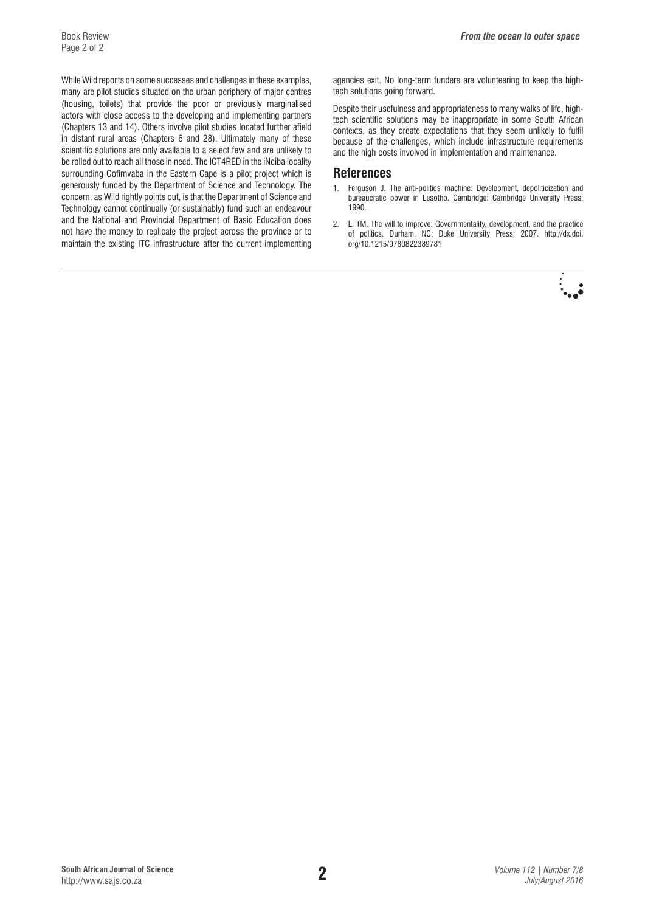While Wild reports on some successes and challenges in these examples, many are pilot studies situated on the urban periphery of major centres (housing, toilets) that provide the poor or previously marginalised actors with close access to the developing and implementing partners (Chapters 13 and 14). Others involve pilot studies located further afield in distant rural areas (Chapters 6 and 28). Ultimately many of these scientific solutions are only available to a select few and are unlikely to be rolled out to reach all those in need. The ICT4RED in the iNciba locality surrounding Cofimvaba in the Eastern Cape is a pilot project which is generously funded by the Department of Science and Technology. The concern, as Wild rightly points out, is that the Department of Science and Technology cannot continually (or sustainably) fund such an endeavour and the National and Provincial Department of Basic Education does not have the money to replicate the project across the province or to maintain the existing ITC infrastructure after the current implementing agencies exit. No long-term funders are volunteering to keep the high-tech solutions going forward.

Despite their usefulness and appropriateness to many walks of life, high-tech scientific solutions may be inappropriate in some South African contexts, as they create expectations that they seem unlikely to fulfil because of the challenges, which include infrastructure requirements and the high costs involved in implementation and maintenance.

## References

1. Ferguson J. The anti-politics machine: Development, depoliticization and bureaucratic power in Lesotho. Cambridge: Cambridge University Press; 1990.
2. Li TM. The will to improve: Governmentality, development, and the practice of politics. Durham, NC: Duke University Press; 2007. http://dx.doi.org/10.1215/9780822389781